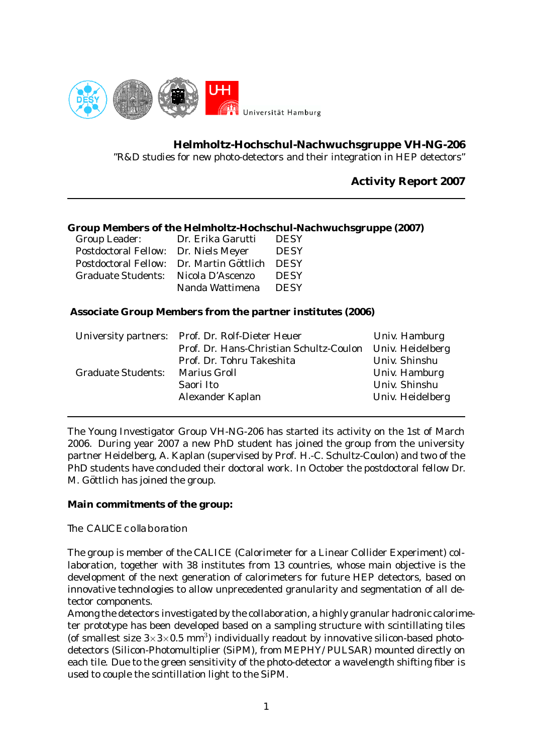Universität Hamburg

## Helmholtz-Hochschul-Nachwuchsgruppe VH-NG-206

"R&D studies for new photo-detectors and their integration in HEP detectors"

## Activity Report 2007

---

**Group Members of the Helmholtz-Hochschul-Nachwuchsgruppe (2007)**

| | | |
|---|---|---|
| Group Leader: | Dr. Erika Garutti | DESY |
| Postdoctoral Fellow: | Dr. Niels Meyer | DESY |
| Postdoctoral Fellow: | Dr. Martin Göttlich | DESY |
| Graduate Students: | Nicola D'Ascenzo | DESY |
| | Nanda Wattimena | DESY |

**Associate Group Members from the partner institutes (2006)**

| | | |
|---|---|---|
| University partners: | Prof. Dr. Rolf-Dieter Heuer | Univ. Hamburg |
| | Prof. Dr. Hans-Christian Schultz-Coulon | Univ. Heidelberg |
| | Prof. Dr. Tohru Takeshita | Univ. Shinshu |
| Graduate Students: | Marius Groll | Univ. Hamburg |
| | Saori Ito | Univ. Shinshu |
| | Alexander Kaplan | Univ. Heidelberg |

---

The Young Investigator Group VH-NG-206 has started its activity on the 1st of March 2006. During year 2007 a new PhD student has joined the group from the university partner Heidelberg, A. Kaplan (supervised by Prof. H.-C. Schultz-Coulon) and two of the PhD students have concluded their doctoral work. In October the postdoctoral fellow Dr. M. Göttlich has joined the group.

**Main commitments of the group:**

*The CALICE collaboration*

The group is member of the CALICE (Calorimeter for a Linear Collider Experiment) collaboration, together with 38 institutes from 13 countries, whose main objective is the development of the next generation of calorimeters for future HEP detectors, based on innovative technologies to allow unprecedented granularity and segmentation of all detector components.
Among the detectors investigated by the collaboration, a highly granular hadronic calorimeter prototype has been developed based on a sampling structure with scintillating tiles (of smallest size $3 \times 3 \times 0.5$ mm$^3$) individually readout by innovative silicon-based photodetectors (Silicon-Photomultiplier (SiPM), from MEPHY/PULSAR) mounted directly on each tile. Due to the green sensitivity of the photo-detector a wavelength shifting fiber is used to couple the scintillation light to the SiPM.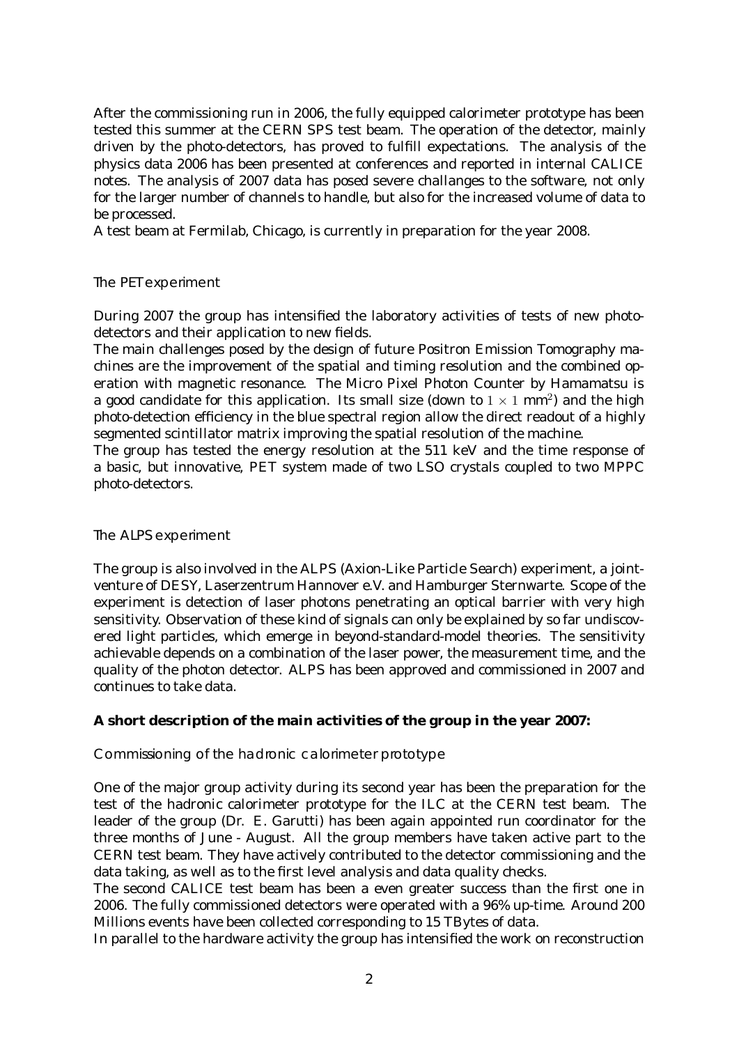After the commissioning run in 2006, the fully equipped calorimeter prototype has been tested this summer at the CERN SPS test beam. The operation of the detector, mainly driven by the photo-detectors, has proved to fulfill expectations. The analysis of the physics data 2006 has been presented at conferences and reported in internal CALICE notes. The analysis of 2007 data has posed severe challanges to the software, not only for the larger number of channels to handle, but also for the increased volume of data to be processed.
A test beam at Fermilab, Chicago, is currently in preparation for the year 2008.

### The PET experiment

During 2007 the group has intensified the laboratory activities of tests of new photo-detectors and their application to new fields.
The main challenges posed by the design of future Positron Emission Tomography machines are the improvement of the spatial and timing resolution and the combined operation with magnetic resonance. The Micro Pixel Photon Counter by Hamamatsu is a good candidate for this application. Its small size (down to $1 \times 1$ mm$^2$) and the high photo-detection efficiency in the blue spectral region allow the direct readout of a highly segmented scintillator matrix improving the spatial resolution of the machine.
The group has tested the energy resolution at the 511 keV and the time response of a basic, but innovative, PET system made of two LSO crystals coupled to two MPPC photo-detectors.

### The ALPS experiment

The group is also involved in the ALPS (Axion-Like Particle Search) experiment, a joint-venture of DESY, Laserzentrum Hannover e.V. and Hamburger Sternwarte. Scope of the experiment is detection of laser photons penetrating an optical barrier with very high sensitivity. Observation of these kind of signals can only be explained by so far undiscovered light particles, which emerge in beyond-standard-model theories. The sensitivity achievable depends on a combination of the laser power, the measurement time, and the quality of the photon detector. ALPS has been approved and commissioned in 2007 and continues to take data.

**A short description of the main activities of the group in the year 2007:**

### Commissioning of the hadronic calorimeter prototype

One of the major group activity during its second year has been the preparation for the test of the hadronic calorimeter prototype for the ILC at the CERN test beam. The leader of the group (Dr. E. Garutti) has been again appointed run coordinator for the three months of June - August. All the group members have taken active part to the CERN test beam. They have actively contributed to the detector commissioning and the data taking, as well as to the first level analysis and data quality checks.
The second CALICE test beam has been a even greater success than the first one in 2006. The fully commissioned detectors were operated with a 96% up-time. Around 200 Millions events have been collected corresponding to 15 TBytes of data.
In parallel to the hardware activity the group has intensified the work on reconstruction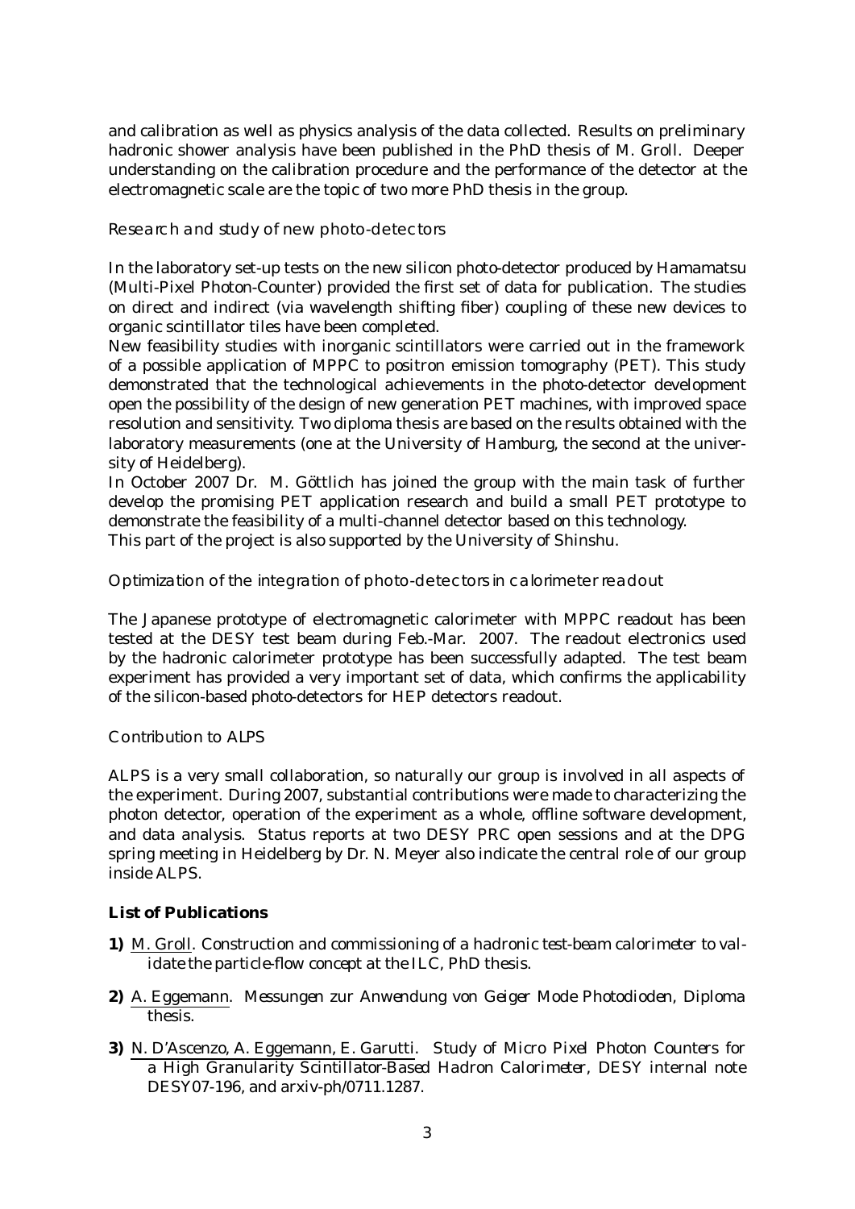and calibration as well as physics analysis of the data collected. Results on preliminary hadronic shower analysis have been published in the PhD thesis of M. Groll. Deeper understanding on the calibration procedure and the performance of the detector at the electromagnetic scale are the topic of two more PhD thesis in the group.

### Research and study of new photo-detectors

In the laboratory set-up tests on the new silicon photo-detector produced by Hamamatsu (Multi-Pixel Photon-Counter) provided the first set of data for publication. The studies on direct and indirect (via wavelength shifting fiber) coupling of these new devices to organic scintillator tiles have been completed.

New feasibility studies with inorganic scintillators were carried out in the framework of a possible application of MPPC to positron emission tomography (PET). This study demonstrated that the technological achievements in the photo-detector development open the possibility of the design of new generation PET machines, with improved space resolution and sensitivity. Two diploma thesis are based on the results obtained with the laboratory measurements (one at the University of Hamburg, the second at the university of Heidelberg).

In October 2007 Dr. M. Göttlich has joined the group with the main task of further develop the promising PET application research and build a small PET prototype to demonstrate the feasibility of a multi-channel detector based on this technology.
This part of the project is also supported by the University of Shinshu.

### Optimization of the integration of photo-detectors in calorimeter readout

The Japanese prototype of electromagnetic calorimeter with MPPC readout has been tested at the DESY test beam during Feb.-Mar. 2007. The readout electronics used by the hadronic calorimeter prototype has been successfully adapted. The test beam experiment has provided a very important set of data, which confirms the applicability of the silicon-based photo-detectors for HEP detectors readout.

### Contribution to ALPS

ALPS is a very small collaboration, so naturally our group is involved in all aspects of the experiment. During 2007, substantial contributions were made to characterizing the photon detector, operation of the experiment as a whole, offline software development, and data analysis. Status reports at two DESY PRC open sessions and at the DPG spring meeting in Heidelberg by Dr. N. Meyer also indicate the central role of our group inside ALPS.

## List of Publications

**1)** M. Groll. *Construction and commissioning of a hadronic test-beam calorimeter to validate the particle-flow concept at the ILC*, PhD thesis.

**2)** A. Eggemann. *Messungen zur Anwendung von Geiger Mode Photodioden*, Diploma thesis.

**3)** N. D'Ascenzo, A. Eggemann, E. Garutti. *Study of Micro Pixel Photon Counters for a High Granularity Scintillator-Based Hadron Calorimeter*, DESY internal note DESY07-196, and arxiv-ph/0711.1287.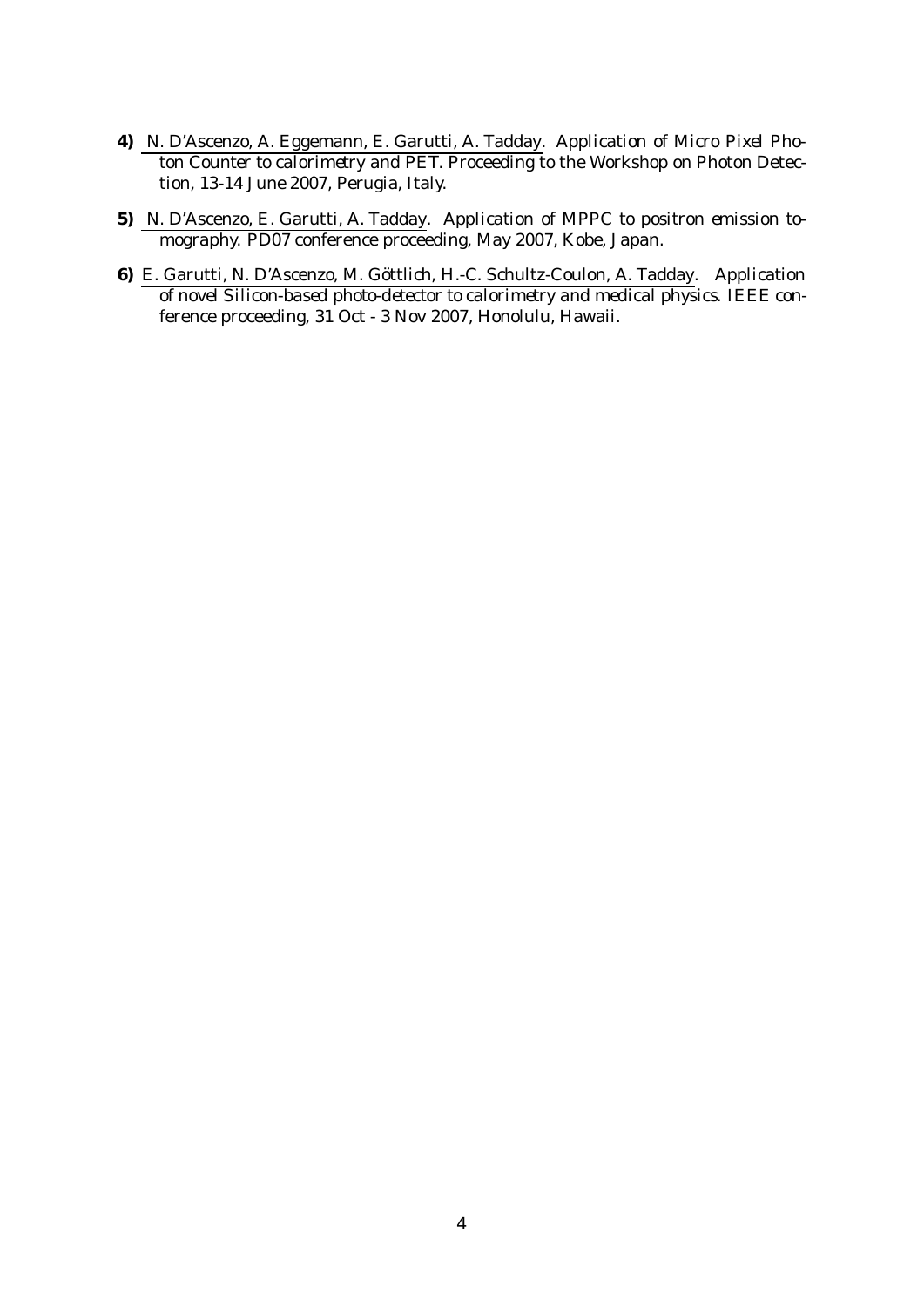**4)** N. D'Ascenzo, A. Eggemann, E. Garutti, A. Tadday. *Application of Micro Pixel Photon Counter to calorimetry and PET*. Proceeding to the Workshop on Photon Detection, 13-14 June 2007, Perugia, Italy.

**5)** N. D'Ascenzo, E. Garutti, A. Tadday. *Application of MPPC to positron emission tomography*. PD07 conference proceeding, May 2007, Kobe, Japan.

**6)** E. Garutti, N. D'Ascenzo, M. Göttlich, H.-C. Schultz-Coulon, A. Tadday. *Application of novel Silicon-based photo-detector to calorimetry and medical physics*. IEEE conference proceeding, 31 Oct - 3 Nov 2007, Honolulu, Hawaii.